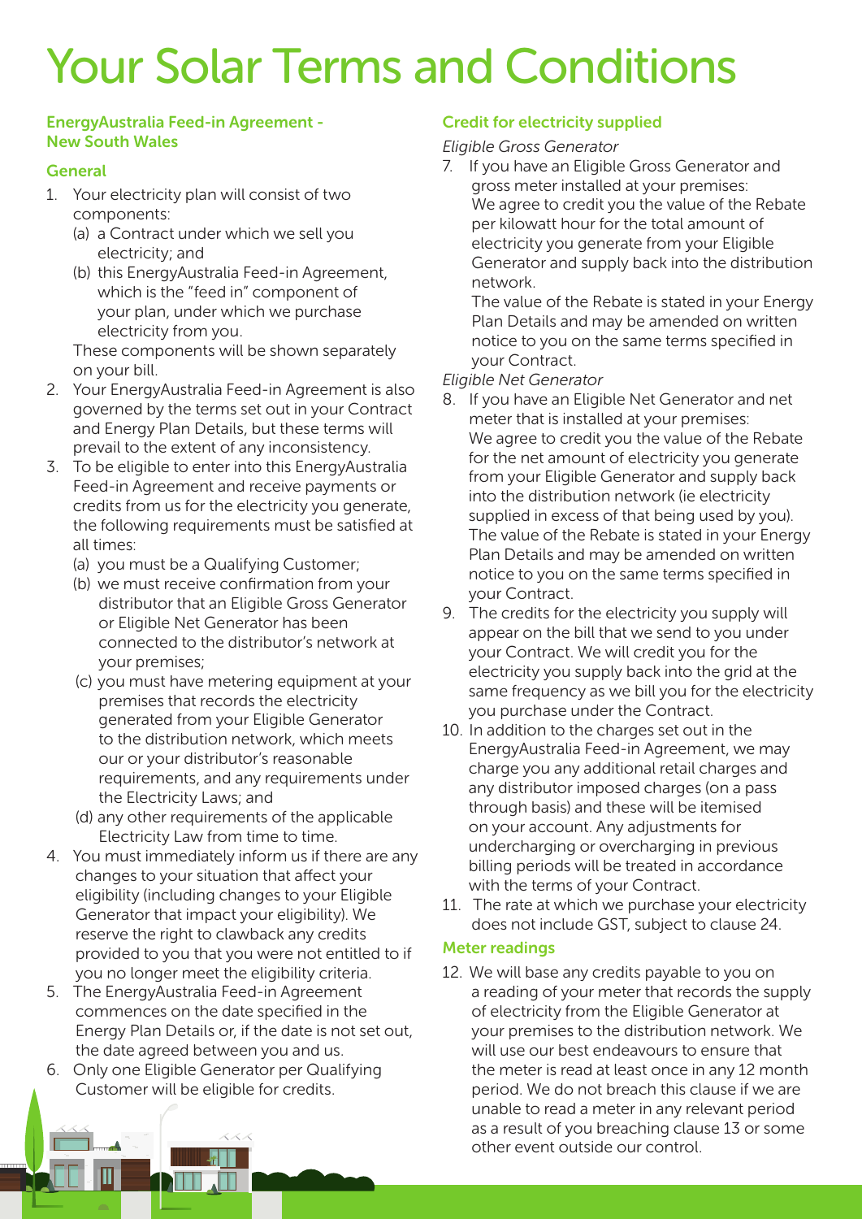# Your Solar Terms and Conditions

## EnergyAustralia Feed-in Agreement - New South Wales

### General

1. Your electricity plan will consist of two components:
   (a) a Contract under which we sell you electricity; and
   (b) this EnergyAustralia Feed-in Agreement, which is the "feed in" component of your plan, under which we purchase electricity from you.

   These components will be shown separately on your bill.
2. Your EnergyAustralia Feed-in Agreement is also governed by the terms set out in your Contract and Energy Plan Details, but these terms will prevail to the extent of any inconsistency.
3. To be eligible to enter into this EnergyAustralia Feed-in Agreement and receive payments or credits from us for the electricity you generate, the following requirements must be satisfied at all times:
   (a) you must be a Qualifying Customer;
   (b) we must receive confirmation from your distributor that an Eligible Gross Generator or Eligible Net Generator has been connected to the distributor's network at your premises;
   (c) you must have metering equipment at your premises that records the electricity generated from your Eligible Generator to the distribution network, which meets our or your distributor's reasonable requirements, and any requirements under the Electricity Laws; and
   (d) any other requirements of the applicable Electricity Law from time to time.
4. You must immediately inform us if there are any changes to your situation that affect your eligibility (including changes to your Eligible Generator that impact your eligibility). We reserve the right to clawback any credits provided to you that you were not entitled to if you no longer meet the eligibility criteria.
5. The EnergyAustralia Feed-in Agreement commences on the date specified in the Energy Plan Details or, if the date is not set out, the date agreed between you and us.
6. Only one Eligible Generator per Qualifying Customer will be eligible for credits.

### Credit for electricity supplied

*Eligible Gross Generator*

7. If you have an Eligible Gross Generator and gross meter installed at your premises:
   We agree to credit you the value of the Rebate per kilowatt hour for the total amount of electricity you generate from your Eligible Generator and supply back into the distribution network.
   The value of the Rebate is stated in your Energy Plan Details and may be amended on written notice to you on the same terms specified in your Contract.

*Eligible Net Generator*

8. If you have an Eligible Net Generator and net meter that is installed at your premises:
   We agree to credit you the value of the Rebate for the net amount of electricity you generate from your Eligible Generator and supply back into the distribution network (ie electricity supplied in excess of that being used by you).
   The value of the Rebate is stated in your Energy Plan Details and may be amended on written notice to you on the same terms specified in your Contract.
9. The credits for the electricity you supply will appear on the bill that we send to you under your Contract. We will credit you for the electricity you supply back into the grid at the same frequency as we bill you for the electricity you purchase under the Contract.
10. In addition to the charges set out in the EnergyAustralia Feed-in Agreement, we may charge you any additional retail charges and any distributor imposed charges (on a pass through basis) and these will be itemised on your account. Any adjustments for undercharging or overcharging in previous billing periods will be treated in accordance with the terms of your Contract.
11. The rate at which we purchase your electricity does not include GST, subject to clause 24.

### Meter readings

12. We will base any credits payable to you on a reading of your meter that records the supply of electricity from the Eligible Generator at your premises to the distribution network. We will use our best endeavours to ensure that the meter is read at least once in any 12 month period. We do not breach this clause if we are unable to read a meter in any relevant period as a result of you breaching clause 13 or some other event outside our control.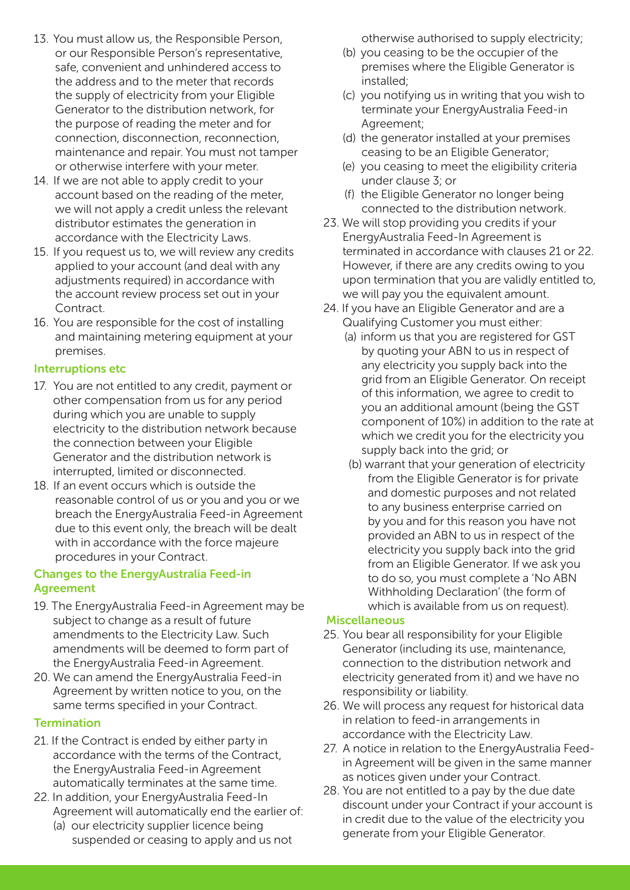13. You must allow us, the Responsible Person, or our Responsible Person's representative, safe, convenient and unhindered access to the address and to the meter that records the supply of electricity from your Eligible Generator to the distribution network, for the purpose of reading the meter and for connection, disconnection, reconnection, maintenance and repair. You must not tamper or otherwise interfere with your meter.
14. If we are not able to apply credit to your account based on the reading of the meter, we will not apply a credit unless the relevant distributor estimates the generation in accordance with the Electricity Laws.
15. If you request us to, we will review any credits applied to your account (and deal with any adjustments required) in accordance with the account review process set out in your Contract.
16. You are responsible for the cost of installing and maintaining metering equipment at your premises.

### Interruptions etc

17. You are not entitled to any credit, payment or other compensation from us for any period during which you are unable to supply electricity to the distribution network because the connection between your Eligible Generator and the distribution network is interrupted, limited or disconnected.
18. If an event occurs which is outside the reasonable control of us or you and you or we breach the EnergyAustralia Feed-in Agreement due to this event only, the breach will be dealt with in accordance with the force majeure procedures in your Contract.

### Changes to the EnergyAustralia Feed-in Agreement

19. The EnergyAustralia Feed-in Agreement may be subject to change as a result of future amendments to the Electricity Law. Such amendments will be deemed to form part of the EnergyAustralia Feed-in Agreement.
20. We can amend the EnergyAustralia Feed-in Agreement by written notice to you, on the same terms specified in your Contract.

### Termination

21. If the Contract is ended by either party in accordance with the terms of the Contract, the EnergyAustralia Feed-in Agreement automatically terminates at the same time.
22. In addition, your EnergyAustralia Feed-In Agreement will automatically end the earlier of:
    (a) our electricity supplier licence being suspended or ceasing to apply and us not otherwise authorised to supply electricity;
    (b) you ceasing to be the occupier of the premises where the Eligible Generator is installed;
    (c) you notifying us in writing that you wish to terminate your EnergyAustralia Feed-in Agreement;
    (d) the generator installed at your premises ceasing to be an Eligible Generator;
    (e) you ceasing to meet the eligibility criteria under clause 3; or
    (f) the Eligible Generator no longer being connected to the distribution network.
23. We will stop providing you credits if your EnergyAustralia Feed-In Agreement is terminated in accordance with clauses 21 or 22. However, if there are any credits owing to you upon termination that you are validly entitled to, we will pay you the equivalent amount.
24. If you have an Eligible Generator and are a Qualifying Customer you must either:
    (a) inform us that you are registered for GST by quoting your ABN to us in respect of any electricity you supply back into the grid from an Eligible Generator. On receipt of this information, we agree to credit to you an additional amount (being the GST component of 10%) in addition to the rate at which we credit you for the electricity you supply back into the grid; or
    (b) warrant that your generation of electricity from the Eligible Generator is for private and domestic purposes and not related to any business enterprise carried on by you and for this reason you have not provided an ABN to us in respect of the electricity you supply back into the grid from an Eligible Generator. If we ask you to do so, you must complete a 'No ABN Withholding Declaration' (the form of which is available from us on request).

### Miscellaneous

25. You bear all responsibility for your Eligible Generator (including its use, maintenance, connection to the distribution network and electricity generated from it) and we have no responsibility or liability.
26. We will process any request for historical data in relation to feed-in arrangements in accordance with the Electricity Law.
27. A notice in relation to the EnergyAustralia Feed-in Agreement will be given in the same manner as notices given under your Contract.
28. You are not entitled to a pay by the due date discount under your Contract if your account is in credit due to the value of the electricity you generate from your Eligible Generator.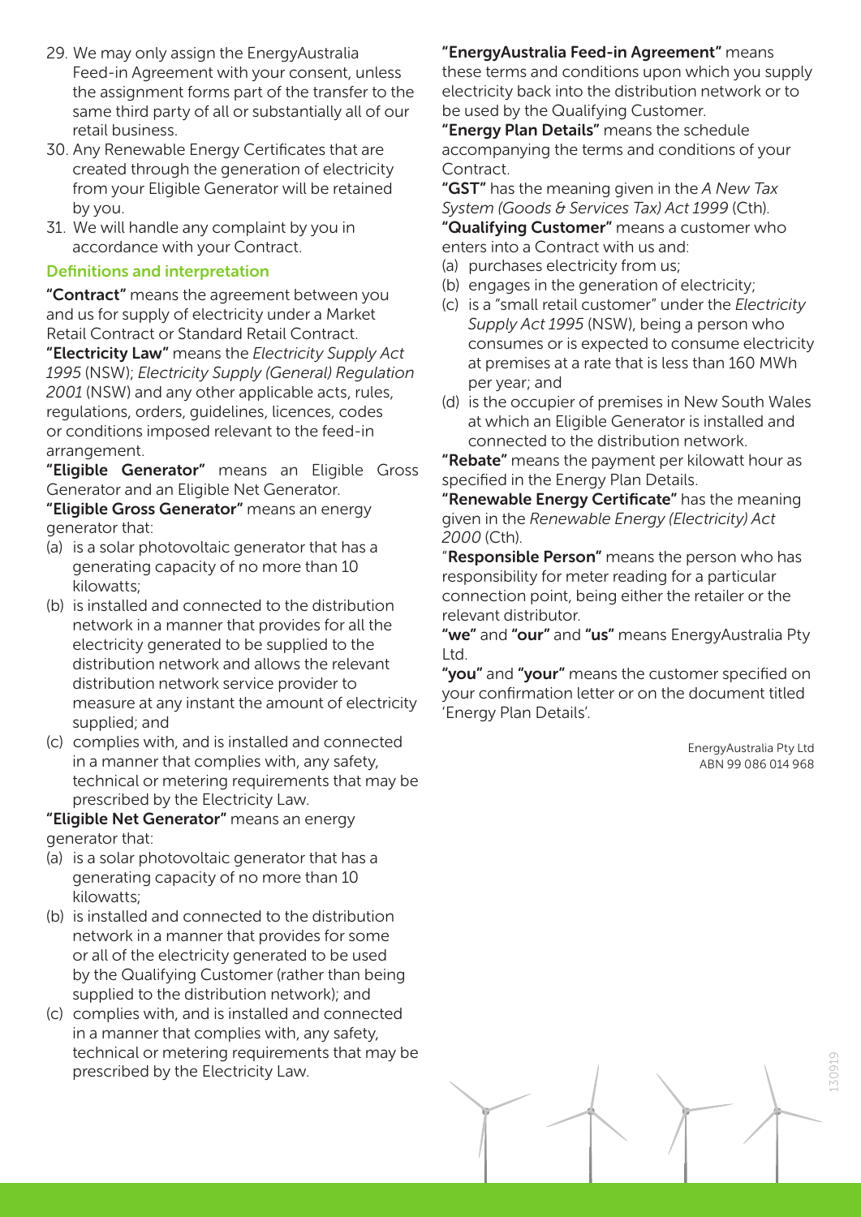29. We may only assign the EnergyAustralia Feed-in Agreement with your consent, unless the assignment forms part of the transfer to the same third party of all or substantially all of our retail business.
30. Any Renewable Energy Certificates that are created through the generation of electricity from your Eligible Generator will be retained by you.
31. We will handle any complaint by you in accordance with your Contract.

## Definitions and interpretation

**"Contract"** means the agreement between you and us for supply of electricity under a Market Retail Contract or Standard Retail Contract.

**"Electricity Law"** means the *Electricity Supply Act 1995* (NSW); *Electricity Supply (General) Regulation 2001* (NSW) and any other applicable acts, rules, regulations, orders, guidelines, licences, codes or conditions imposed relevant to the feed-in arrangement.

**"Eligible Generator"** means an Eligible Gross Generator and an Eligible Net Generator.

**"Eligible Gross Generator"** means an energy generator that:

(a) is a solar photovoltaic generator that has a generating capacity of no more than 10 kilowatts;

(b) is installed and connected to the distribution network in a manner that provides for all the electricity generated to be supplied to the distribution network and allows the relevant distribution network service provider to measure at any instant the amount of electricity supplied; and

(c) complies with, and is installed and connected in a manner that complies with, any safety, technical or metering requirements that may be prescribed by the Electricity Law.

**"Eligible Net Generator"** means an energy generator that:

(a) is a solar photovoltaic generator that has a generating capacity of no more than 10 kilowatts;

(b) is installed and connected to the distribution network in a manner that provides for some or all of the electricity generated to be used by the Qualifying Customer (rather than being supplied to the distribution network); and

(c) complies with, and is installed and connected in a manner that complies with, any safety, technical or metering requirements that may be prescribed by the Electricity Law.

**"EnergyAustralia Feed-in Agreement"** means these terms and conditions upon which you supply electricity back into the distribution network or to be used by the Qualifying Customer.

**"Energy Plan Details"** means the schedule accompanying the terms and conditions of your Contract.

**"GST"** has the meaning given in the *A New Tax System (Goods & Services Tax) Act 1999* (Cth).

**"Qualifying Customer"** means a customer who enters into a Contract with us and:

(a) purchases electricity from us;

(b) engages in the generation of electricity;

(c) is a "small retail customer" under the *Electricity Supply Act 1995* (NSW), being a person who consumes or is expected to consume electricity at premises at a rate that is less than 160 MWh per year; and

(d) is the occupier of premises in New South Wales at which an Eligible Generator is installed and connected to the distribution network.

**"Rebate"** means the payment per kilowatt hour as specified in the Energy Plan Details.

**"Renewable Energy Certificate"** has the meaning given in the *Renewable Energy (Electricity) Act 2000* (Cth).

"**Responsible Person"** means the person who has responsibility for meter reading for a particular connection point, being either the retailer or the relevant distributor.

**"we"** and **"our"** and **"us"** means EnergyAustralia Pty Ltd.

**"you"** and **"your"** means the customer specified on your confirmation letter or on the document titled 'Energy Plan Details'.

EnergyAustralia Pty Ltd
ABN 99 086 014 968

130919